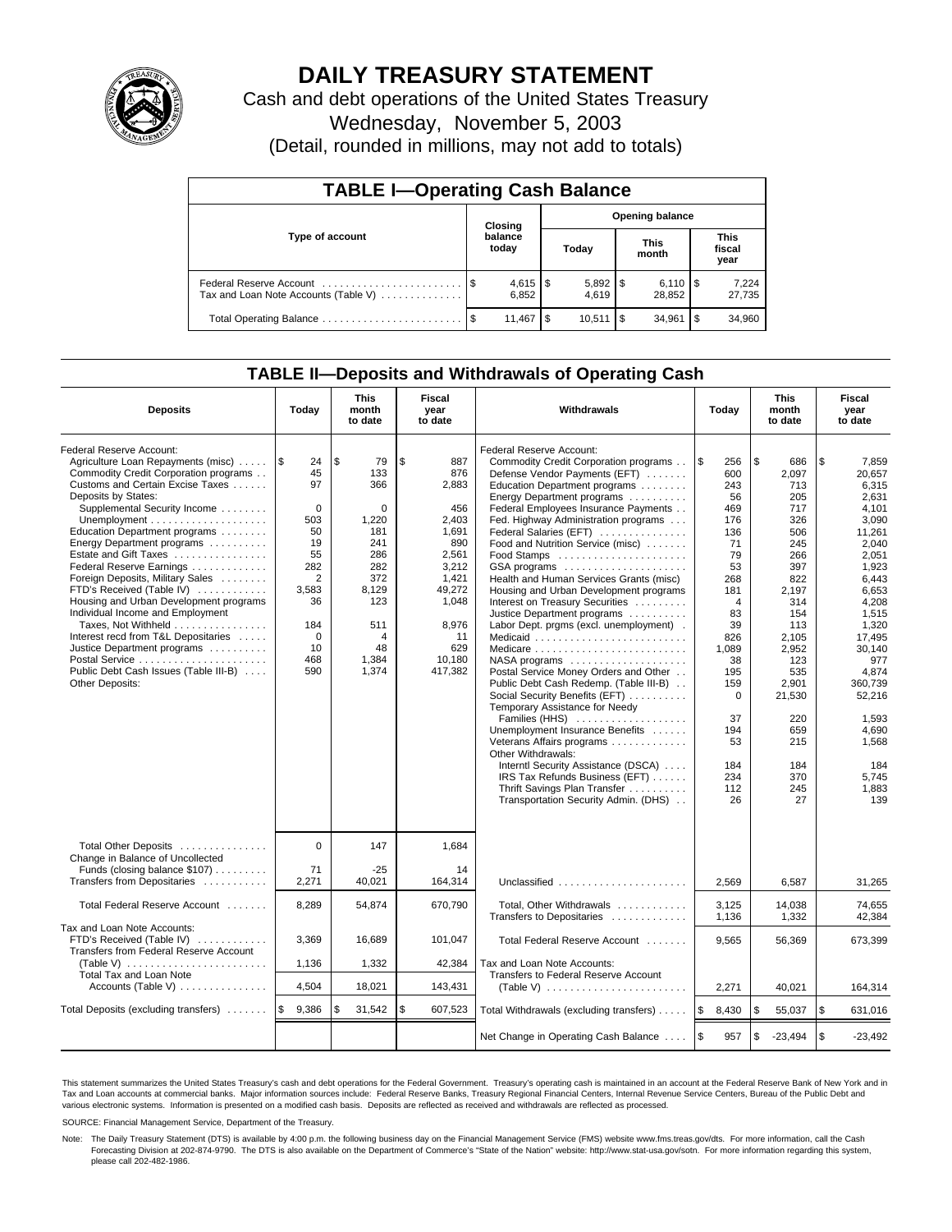# DAILY TREASURY STATEMENT

Cash and debt operations of the United States Treasury

Wednesday, November 5, 2003

(Detail, rounded in millions, may not add to totals)

## TABLE I—Operating Cash Balance

| Type of account | Closing balance today | Opening balance Today | Opening balance This month | Opening balance This fiscal year |
|---|---|---|---|---|
| Federal Reserve Account | $ 4,615 | $ 5,892 | $ 6,110 | $ 7,224 |
| Tax and Loan Note Accounts (Table V) | 6,852 | 4,619 | 28,852 | 27,735 |
| Total Operating Balance | $ 11,467 | $ 10,511 | $ 34,961 | $ 34,960 |

## TABLE II—Deposits and Withdrawals of Operating Cash

| Deposits | Today | This month to date | Fiscal year to date | Withdrawals | Today | This month to date | Fiscal year to date |
|---|---|---|---|---|---|---|---|
| Federal Reserve Account: | | | | Federal Reserve Account: | | | |
| Agriculture Loan Repayments (misc) | $ 24 | $ 79 | $ 887 | Commodity Credit Corporation programs | $ 256 | $ 686 | $ 7,859 |
| Commodity Credit Corporation programs | 45 | 133 | 876 | Defense Vendor Payments (EFT) | 600 | 2,097 | 20,657 |
| Customs and Certain Excise Taxes | 97 | 366 | 2,883 | Education Department programs | 243 | 713 | 6,315 |
| Deposits by States: | | | | Energy Department programs | 56 | 205 | 2,631 |
| Supplemental Security Income | 0 | 0 | 456 | Federal Employees Insurance Payments | 469 | 717 | 4,101 |
| Unemployment | 503 | 1,220 | 2,403 | Fed. Highway Administration programs | 176 | 326 | 3,090 |
| Education Department programs | 50 | 181 | 1,691 | Federal Salaries (EFT) | 136 | 506 | 11,261 |
| Energy Department programs | 19 | 241 | 890 | Food and Nutrition Service (misc) | 71 | 245 | 2,040 |
| Estate and Gift Taxes | 55 | 286 | 2,561 | Food Stamps | 79 | 266 | 2,051 |
| Federal Reserve Earnings | 282 | 282 | 3,212 | GSA programs | 53 | 397 | 1,923 |
| Foreign Deposits, Military Sales | 2 | 372 | 1,421 | Health and Human Services Grants (misc) | 268 | 822 | 6,443 |
| FTD's Received (Table IV) | 3,583 | 8,129 | 49,272 | Housing and Urban Development programs | 181 | 2,197 | 6,653 |
| Housing and Urban Development programs | 36 | 123 | 1,048 | Interest on Treasury Securities | 4 | 314 | 4,208 |
| Individual Income and Employment | | | | Justice Department programs | 83 | 154 | 1,515 |
| Taxes, Not Withheld | 184 | 511 | 8,976 | Labor Dept. prgms (excl. unemployment) | 39 | 113 | 1,320 |
| Interest recd from T&L Depositaries | 0 | 4 | 11 | Medicaid | 826 | 2,105 | 17,495 |
| Justice Department programs | 10 | 48 | 629 | Medicare | 1,089 | 2,952 | 30,140 |
| Postal Service | 468 | 1,384 | 10,180 | NASA programs | 38 | 123 | 977 |
| Public Debt Cash Issues (Table III-B) | 590 | 1,374 | 417,382 | Postal Service Money Orders and Other | 195 | 535 | 4,874 |
| Other Deposits: | | | | Public Debt Cash Redemp. (Table III-B) | 159 | 2,901 | 360,739 |
| | | | | Social Security Benefits (EFT) | 0 | 21,530 | 52,216 |
| | | | | Temporary Assistance for Needy Families (HHS) | 37 | 220 | 1,593 |
| | | | | Unemployment Insurance Benefits | 194 | 659 | 4,690 |
| | | | | Veterans Affairs programs | 53 | 215 | 1,568 |
| | | | | Other Withdrawals: | | | |
| | | | | Interntl Security Assistance (DSCA) | 184 | 184 | 184 |
| | | | | IRS Tax Refunds Business (EFT) | 234 | 370 | 5,745 |
| | | | | Thrift Savings Plan Transfer | 112 | 245 | 1,883 |
| | | | | Transportation Security Admin. (DHS) | 26 | 27 | 139 |
| Total Other Deposits | 0 | 147 | 1,684 | | | | |
| Change in Balance of Uncollected Funds (closing balance $107) | 71 | -25 | 14 | | | | |
| Transfers from Depositaries | 2,271 | 40,021 | 164,314 | Unclassified | 2,569 | 6,587 | 31,265 |
| Total Federal Reserve Account | 8,289 | 54,874 | 670,790 | Total, Other Withdrawals | 3,125 | 14,038 | 74,655 |
| | | | | Transfers to Depositaries | 1,136 | 1,332 | 42,384 |
| Tax and Loan Note Accounts: | | | | | | | |
| FTD's Received (Table IV) | 3,369 | 16,689 | 101,047 | Total Federal Reserve Account | 9,565 | 56,369 | 673,399 |
| Transfers from Federal Reserve Account (Table V) | 1,136 | 1,332 | 42,384 | Tax and Loan Note Accounts: | | | |
| Total Tax and Loan Note Accounts (Table V) | 4,504 | 18,021 | 143,431 | Transfers to Federal Reserve Account (Table V) | 2,271 | 40,021 | 164,314 |
| Total Deposits (excluding transfers) | $ 9,386 | $ 31,542 | $ 607,523 | Total Withdrawals (excluding transfers) | $ 8,430 | $ 55,037 | $ 631,016 |
| | | | | Net Change in Operating Cash Balance | $ 957 | $ -23,494 | $ -23,492 |

This statement summarizes the United States Treasury's cash and debt operations for the Federal Government. Treasury's operating cash is maintained in an account at the Federal Reserve Bank of New York and in Tax and Loan accounts at commercial banks. Major information sources include: Federal Reserve Banks, Treasury Regional Financial Centers, Internal Revenue Service Centers, Bureau of the Public Debt and various electronic systems. Information is presented on a modified cash basis. Deposits are reflected as received and withdrawals are reflected as processed.

SOURCE: Financial Management Service, Department of the Treasury.

Note: The Daily Treasury Statement (DTS) is available by 4:00 p.m. the following business day on the Financial Management Service (FMS) website www.fms.treas.gov/dts. For more information, call the Cash Forecasting Division at 202-874-9790. The DTS is also available on the Department of Commerce's "State of the Nation" website: http://www.stat-usa.gov/sotn. For more information regarding this system, please call 202-482-1986.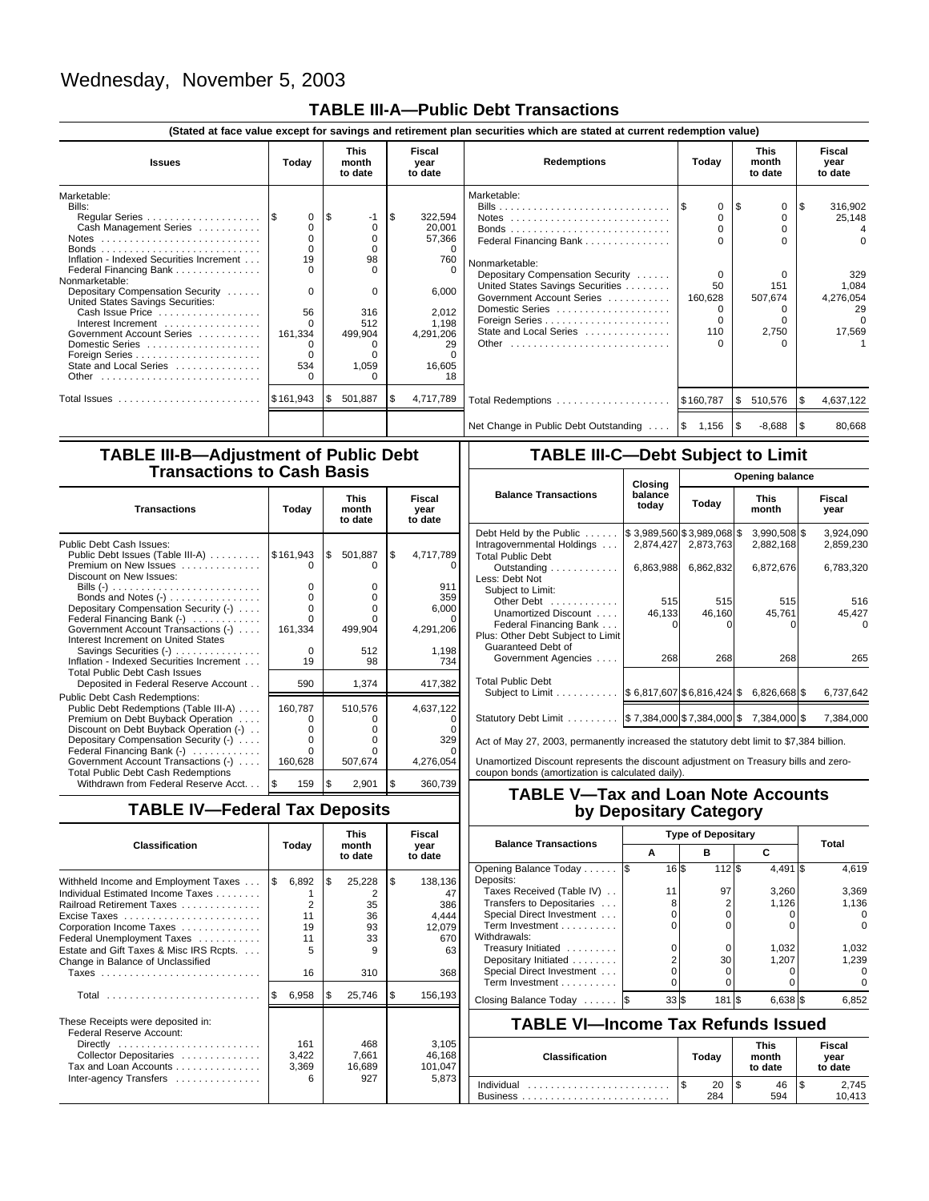Wednesday, November 5, 2003

## TABLE III-A—Public Debt Transactions

(Stated at face value except for savings and retirement plan securities which are stated at current redemption value)

| Issues | Today | This month to date | Fiscal year to date |
|---|---|---|---|
| Marketable: | | | |
| Bills: | | | |
| Regular Series | $ 0 | $ -1 | $ 322,594 |
| Cash Management Series | 0 | 0 | 20,001 |
| Notes | 0 | 0 | 57,366 |
| Bonds | 0 | 0 | 0 |
| Inflation - Indexed Securities Increment | 19 | 98 | 760 |
| Federal Financing Bank | 0 | 0 | 0 |
| Nonmarketable: | | | |
| Depositary Compensation Security | 0 | 0 | 6,000 |
| United States Savings Securities: | | | |
| Cash Issue Price | 56 | 316 | 2,012 |
| Interest Increment | 0 | 512 | 1,198 |
| Government Account Series | 161,334 | 499,904 | 4,291,206 |
| Domestic Series | 0 | 0 | 29 |
| Foreign Series | 0 | 0 | 0 |
| State and Local Series | 534 | 1,059 | 16,605 |
| Other | 0 | 0 | 18 |
| Total Issues | $161,943 | $ 501,887 | $ 4,717,789 |

| Redemptions | Today | This month to date | Fiscal year to date |
|---|---|---|---|
| Marketable: | | | |
| Bills | $ 0 | $ 0 | $ 316,902 |
| Notes | 0 | 0 | 25,148 |
| Bonds | 0 | 0 | 4 |
| Federal Financing Bank | 0 | 0 | 0 |
| Nonmarketable: | | | |
| Depositary Compensation Security | 0 | 0 | 329 |
| United States Savings Securities | 50 | 151 | 1,084 |
| Government Account Series | 160,628 | 507,674 | 4,276,054 |
| Domestic Series | 0 | 0 | 29 |
| Foreign Series | 0 | 0 | 0 |
| State and Local Series | 110 | 2,750 | 17,569 |
| Other | 0 | 0 | 1 |
| Total Redemptions | $160,787 | $ 510,576 | $ 4,637,122 |
| Net Change in Public Debt Outstanding | $ 1,156 | $ -8,688 | $ 80,668 |

## TABLE III-B—Adjustment of Public Debt Transactions to Cash Basis

| Transactions | Today | This month to date | Fiscal year to date |
|---|---|---|---|
| Public Debt Cash Issues: | | | |
| Public Debt Issues (Table III-A) | $161,943 | $ 501,887 | $ 4,717,789 |
| Premium on New Issues | 0 | 0 | 0 |
| Discount on New Issues: | | | |
| Bills (-) | 0 | 0 | 911 |
| Bonds and Notes (-) | 0 | 0 | 359 |
| Depositary Compensation Security (-) | 0 | 0 | 6,000 |
| Federal Financing Bank (-) | 0 | 0 | 0 |
| Government Account Transactions (-) | 161,334 | 499,904 | 4,291,206 |
| Interest Increment on United States Savings Securities (-) | 0 | 512 | 1,198 |
| Inflation - Indexed Securities Increment | 19 | 98 | 734 |
| Total Public Debt Cash Issues Deposited in Federal Reserve Account | 590 | 1,374 | 417,382 |
| Public Debt Cash Redemptions: | | | |
| Public Debt Redemptions (Table III-A) | 160,787 | 510,576 | 4,637,122 |
| Premium on Debt Buyback Operation | 0 | 0 | 0 |
| Discount on Debt Buyback Operation (-) | 0 | 0 | 0 |
| Depositary Compensation Security (-) | 0 | 0 | 329 |
| Federal Financing Bank (-) | 0 | 0 | 0 |
| Government Account Transactions (-) | 160,628 | 507,674 | 4,276,054 |
| Total Public Debt Cash Redemptions Withdrawn from Federal Reserve Acct. | $ 159 | $ 2,901 | $ 360,739 |

## TABLE III-C—Debt Subject to Limit

| Balance Transactions | Closing balance today | Opening balance | | |
|---|---|---|---|---|
| | | Today | This month | Fiscal year |
| Debt Held by the Public | $ 3,989,560 | $ 3,989,068 | $ 3,990,508 | $ 3,924,090 |
| Intragovernmental Holdings | 2,874,427 | 2,873,763 | 2,882,168 | 2,859,230 |
| Total Public Debt Outstanding | 6,863,988 | 6,862,832 | 6,872,676 | 6,783,320 |
| Less: Debt Not Subject to Limit: | | | | |
| Other Debt | 515 | 515 | 515 | 516 |
| Unamortized Discount | 46,133 | 46,160 | 45,761 | 45,427 |
| Federal Financing Bank | 0 | 0 | 0 | 0 |
| Plus: Other Debt Subject to Limit Guaranteed Debt of Government Agencies | 268 | 268 | 268 | 265 |
| Total Public Debt Subject to Limit | $ 6,817,607 | $ 6,816,424 | $ 6,826,668 | $ 6,737,642 |
| Statutory Debt Limit | $ 7,384,000 | $ 7,384,000 | $ 7,384,000 | $ 7,384,000 |

Act of May 27, 2003, permanently increased the statutory debt limit to $7,384 billion.

Unamortized Discount represents the discount adjustment on Treasury bills and zero-coupon bonds (amortization is calculated daily).

## TABLE IV—Federal Tax Deposits

| Classification | Today | This month to date | Fiscal year to date |
|---|---|---|---|
| Withheld Income and Employment Taxes | $ 6,892 | $ 25,228 | $ 138,136 |
| Individual Estimated Income Taxes | 1 | 2 | 47 |
| Railroad Retirement Taxes | 2 | 35 | 386 |
| Excise Taxes | 11 | 36 | 4,444 |
| Corporation Income Taxes | 19 | 93 | 12,079 |
| Federal Unemployment Taxes | 11 | 33 | 670 |
| Estate and Gift Taxes & Misc IRS Rcpts. | 5 | 9 | 63 |
| Change in Balance of Unclassified Taxes | 16 | 310 | 368 |
| Total | $ 6,958 | $ 25,746 | $ 156,193 |
| These Receipts were deposited in: | | | |
| Federal Reserve Account: | | | |
| Directly | 161 | 468 | 3,105 |
| Collector Depositaries | 3,422 | 7,661 | 46,168 |
| Tax and Loan Accounts | 3,369 | 16,689 | 101,047 |
| Inter-agency Transfers | 6 | 927 | 5,873 |

## TABLE V—Tax and Loan Note Accounts by Depositary Category

| Balance Transactions | Type of Depositary | | | Total |
|---|---|---|---|---|
| | A | B | C | |
| Opening Balance Today | $ 16 | $ 112 | $ 4,491 | $ 4,619 |
| Deposits: | | | | |
| Taxes Received (Table IV) | 11 | 97 | 3,260 | 3,369 |
| Transfers to Depositaries | 8 | 2 | 1,126 | 1,136 |
| Special Direct Investment | 0 | 0 | 0 | 0 |
| Term Investment | 0 | 0 | 0 | 0 |
| Withdrawals: | | | | |
| Treasury Initiated | 0 | 0 | 1,032 | 1,032 |
| Depositary Initiated | 2 | 30 | 1,207 | 1,239 |
| Special Direct Investment | 0 | 0 | 0 | 0 |
| Term Investment | 0 | 0 | 0 | 0 |
| Closing Balance Today | $ 33 | $ 181 | $ 6,638 | $ 6,852 |

## TABLE VI—Income Tax Refunds Issued

| Classification | Today | This month to date | Fiscal year to date |
|---|---|---|---|
| Individual | $ 20 | $ 46 | $ 2,745 |
| Business | 284 | 594 | 10,413 |